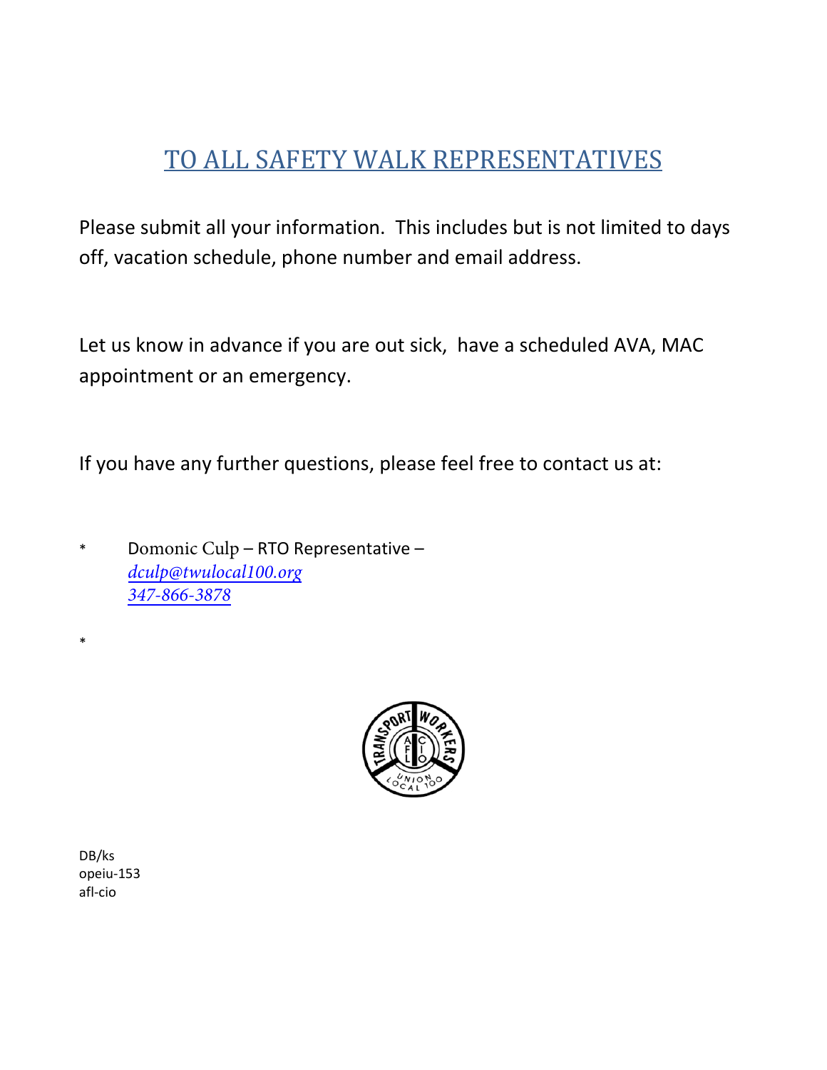# TO ALL SAFETY WALK REPRESENTATIVES

Please submit all your information. This includes but is not limited to days off, vacation schedule, phone number and email address.

Let us know in advance if you are out sick, have a scheduled AVA, MAC appointment or an emergency.

If you have any further questions, please feel free to contact us at:

* Domonic Culp – RTO Representative –
  *dculp@twulocal100.org*
  *347-866-3878*

*

DB/ks
opeiu-153
afl-cio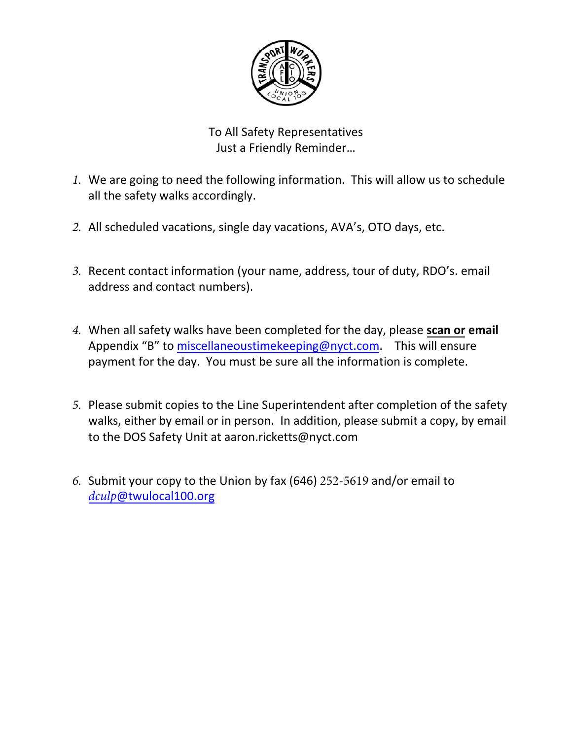To All Safety Representatives
Just a Friendly Reminder…

1. We are going to need the following information. This will allow us to schedule all the safety walks accordingly.

2. All scheduled vacations, single day vacations, AVA's, OTO days, etc.

3. Recent contact information (your name, address, tour of duty, RDO's. email address and contact numbers).

4. When all safety walks have been completed for the day, please **scan or email** Appendix "B" to miscellaneoustimekeeping@nyct.com. This will ensure payment for the day. You must be sure all the information is complete.

5. Please submit copies to the Line Superintendent after completion of the safety walks, either by email or in person. In addition, please submit a copy, by email to the DOS Safety Unit at aaron.ricketts@nyct.com

6. Submit your copy to the Union by fax (646) 252-5619 and/or email to dculp@twulocal100.org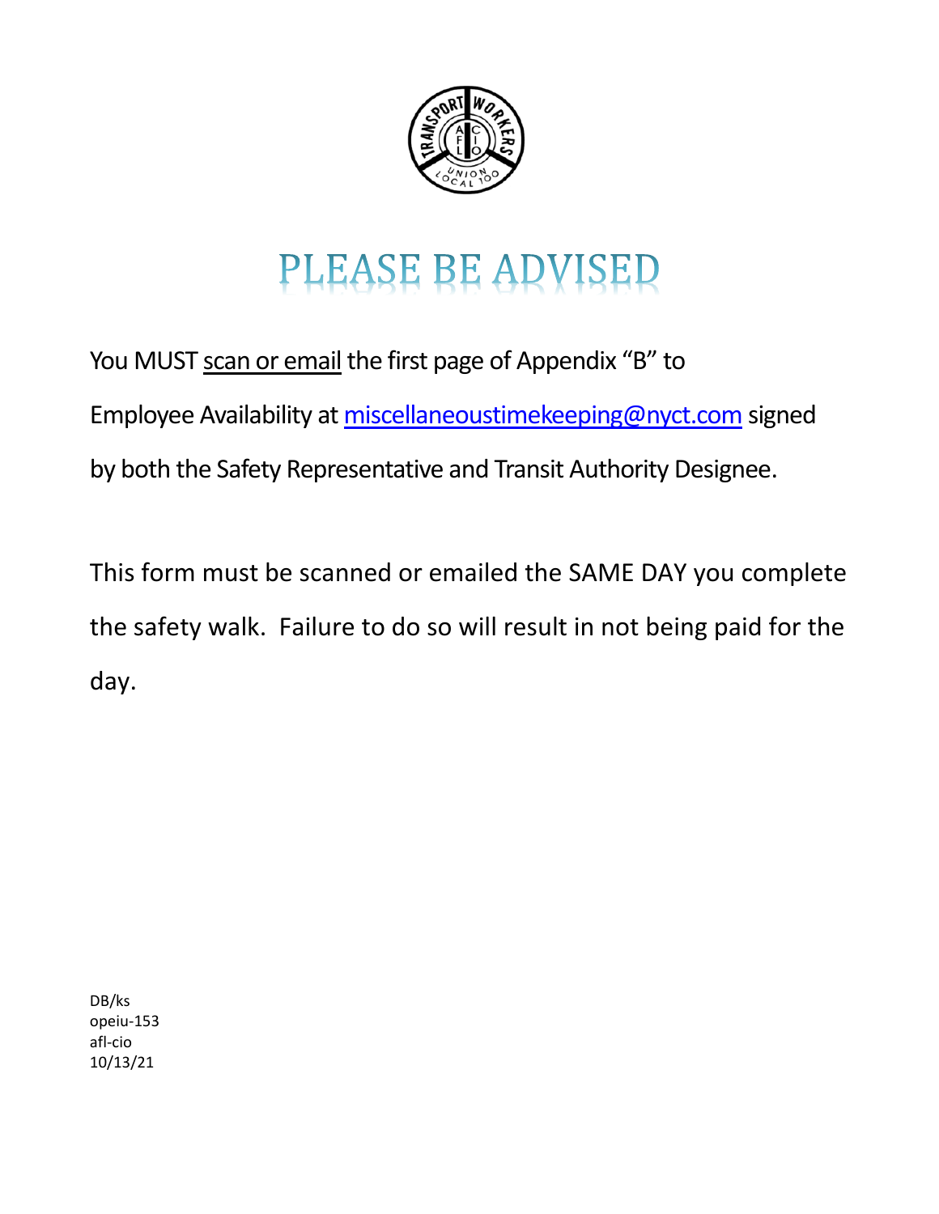# PLEASE BE ADVISED

You MUST scan or email the first page of Appendix "B" to Employee Availability at miscellaneoustimekeeping@nyct.com signed by both the Safety Representative and Transit Authority Designee.

This form must be scanned or emailed the SAME DAY you complete the safety walk. Failure to do so will result in not being paid for the day.

DB/ks
opeiu-153
afl-cio
10/13/21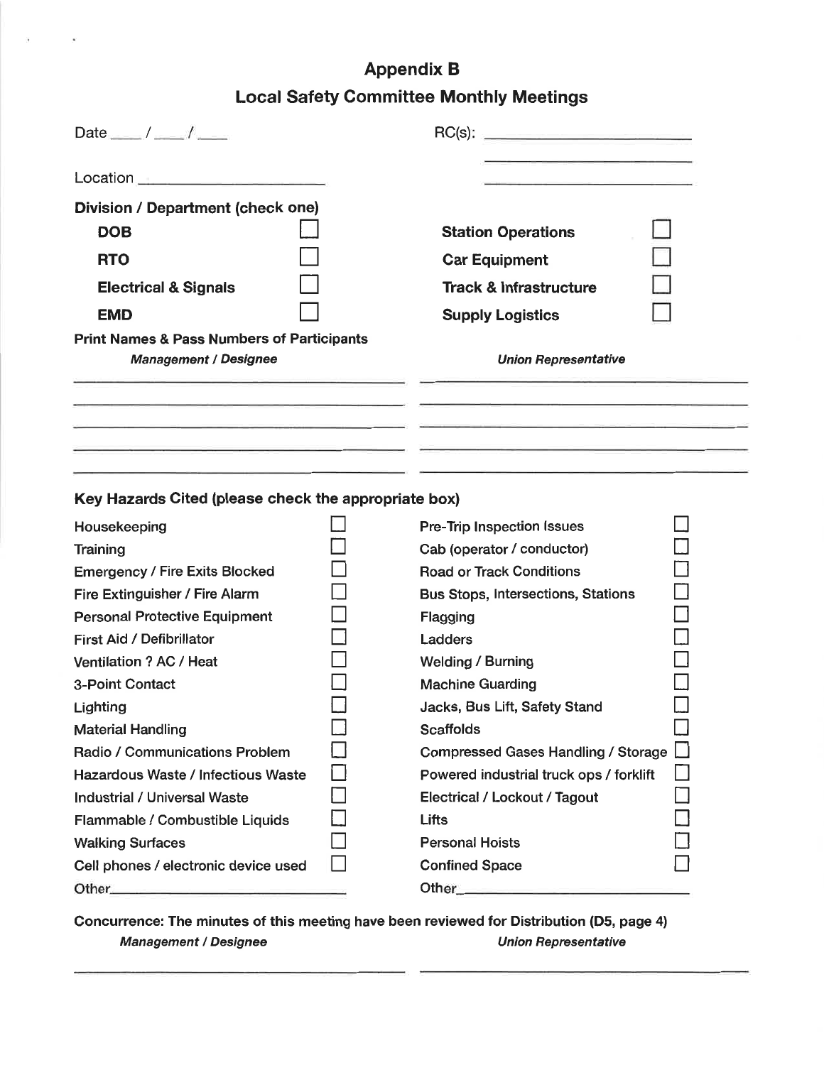# Appendix B

## Local Safety Committee Monthly Meetings

Date ____ / ____ / ____

RC(s): ______________________

Location ______________________

**Division / Department (check one)**

| | | | |
|---|---|---|---|
| **DOB** | ☐ | **Station Operations** | ☐ |
| **RTO** | ☐ | **Car Equipment** | ☐ |
| **Electrical & Signals** | ☐ | **Track & Infrastructure** | ☐ |
| **EMD** | ☐ | **Supply Logistics** | ☐ |

**Print Names & Pass Numbers of Participants**

| ***Management / Designee*** | ***Union Representative*** |
|---|---|
| | |
| | |
| | |
| | |
| | |

**Key Hazards Cited (please check the appropriate box)**

| | | | |
|---|---|---|---|
| Housekeeping | ☐ | Pre-Trip Inspection Issues | ☐ |
| Training | ☐ | Cab (operator / conductor) | ☐ |
| Emergency / Fire Exits Blocked | ☐ | Road or Track Conditions | ☐ |
| Fire Extinguisher / Fire Alarm | ☐ | Bus Stops, Intersections, Stations | ☐ |
| Personal Protective Equipment | ☐ | Flagging | ☐ |
| First Aid / Defibrillator | ☐ | Ladders | ☐ |
| Ventilation ? AC / Heat | ☐ | Welding / Burning | ☐ |
| 3-Point Contact | ☐ | Machine Guarding | ☐ |
| Lighting | ☐ | Jacks, Bus Lift, Safety Stand | ☐ |
| Material Handling | ☐ | Scaffolds | ☐ |
| Radio / Communications Problem | ☐ | Compressed Gases Handling / Storage | ☐ |
| Hazardous Waste / Infectious Waste | ☐ | Powered industrial truck ops / forklift | ☐ |
| Industrial / Universal Waste | ☐ | Electrical / Lockout / Tagout | ☐ |
| Flammable / Combustible Liquids | ☐ | Lifts | ☐ |
| Walking Surfaces | ☐ | Personal Hoists | ☐ |
| Cell phones / electronic device used | ☐ | Confined Space | ☐ |
| Other______________________ | | Other______________________ | |

**Concurrence: The minutes of this meeting have been reviewed for Distribution (D5, page 4)**

| ***Management / Designee*** | ***Union Representative*** |
|---|---|
| | |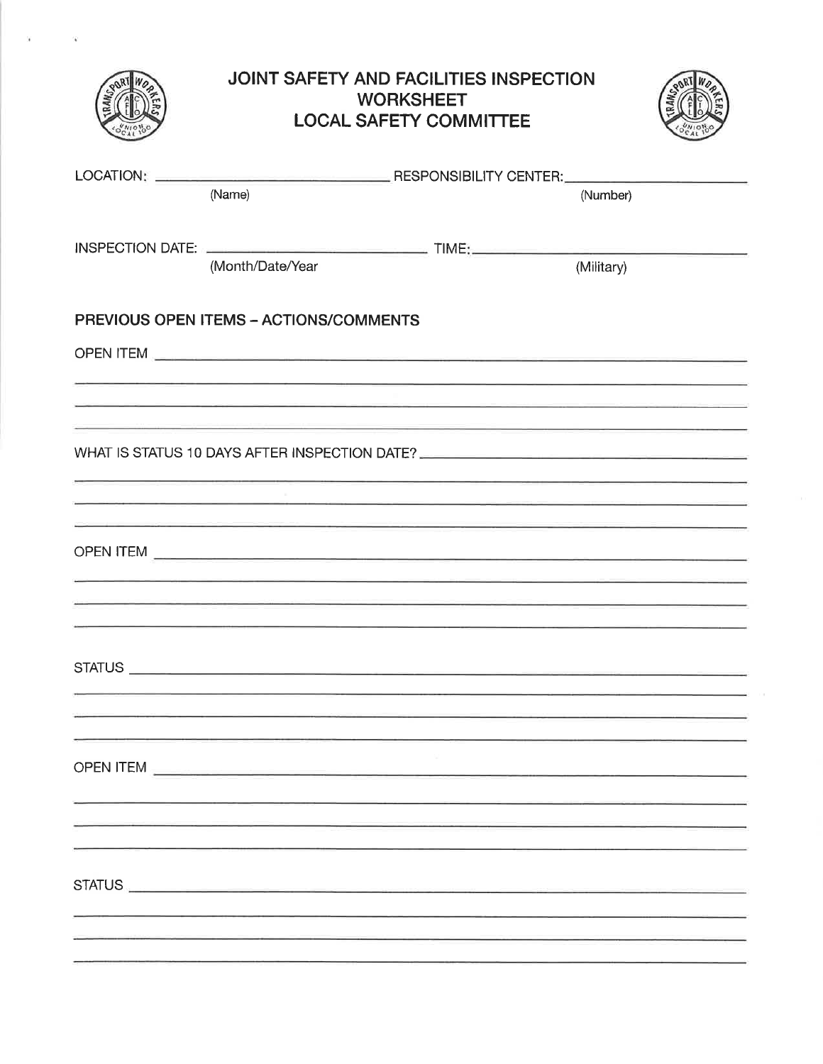# JOINT SAFETY AND FACILITIES INSPECTION WORKSHEET
## LOCAL SAFETY COMMITTEE

LOCATION: ______________________ RESPONSIBILITY CENTER: ______________________
(Name) (Number)

INSPECTION DATE: ______________________ TIME: ______________________
(Month/Date/Year) (Military)

**PREVIOUS OPEN ITEMS – ACTIONS/COMMENTS**

OPEN ITEM ______________________________________________

______________________________________________

______________________________________________

______________________________________________

WHAT IS STATUS 10 DAYS AFTER INSPECTION DATE? ______________________

______________________________________________

______________________________________________

______________________________________________

OPEN ITEM ______________________________________________

______________________________________________

______________________________________________

______________________________________________

STATUS ______________________________________________

______________________________________________

______________________________________________

______________________________________________

OPEN ITEM ______________________________________________

______________________________________________

______________________________________________

______________________________________________

STATUS ______________________________________________

______________________________________________

______________________________________________

______________________________________________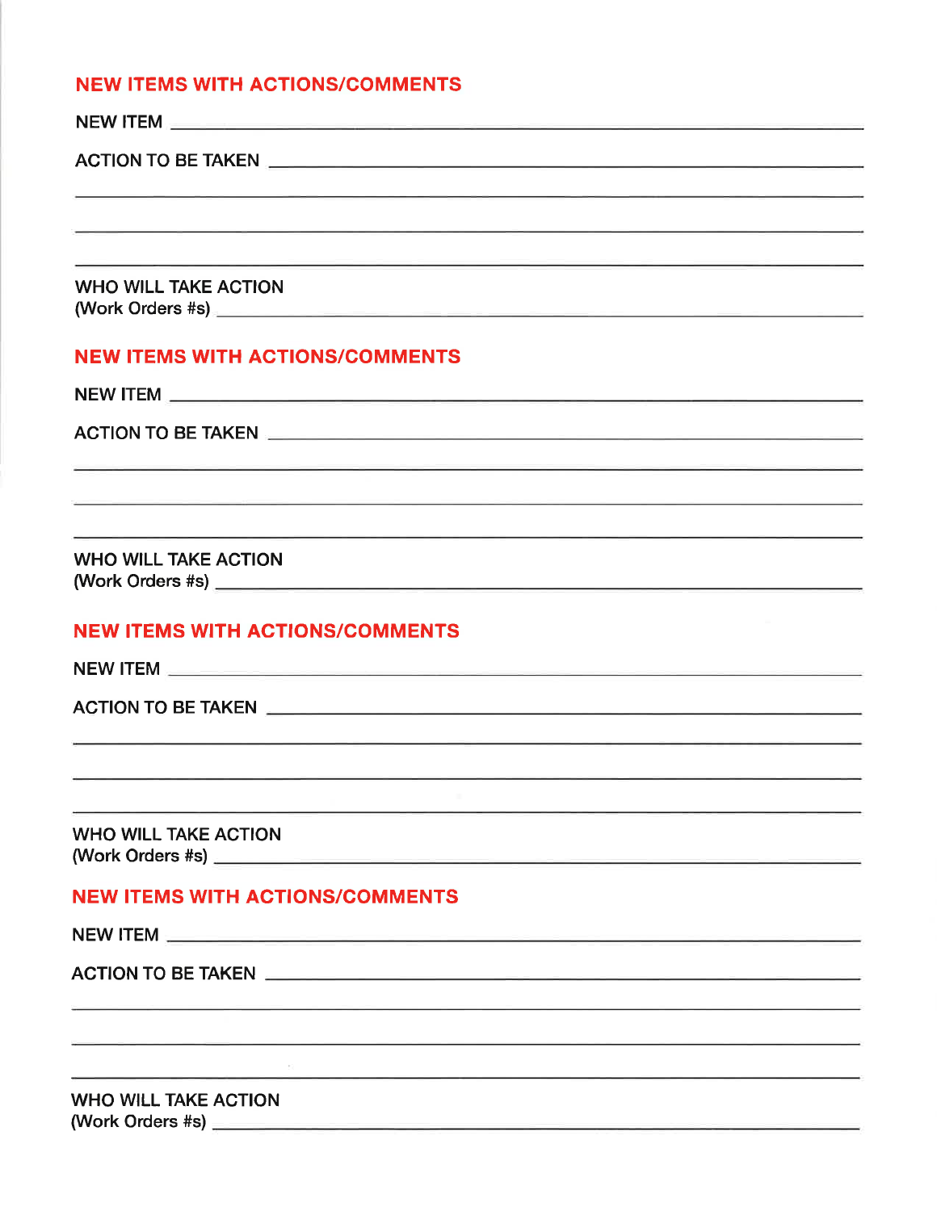## NEW ITEMS WITH ACTIONS/COMMENTS

NEW ITEM ______________________________________________________________

ACTION TO BE TAKEN ____________________________________________________

_______________________________________________________________________

_______________________________________________________________________

_______________________________________________________________________

WHO WILL TAKE ACTION
(Work Orders #s) ______________________________________________________

## NEW ITEMS WITH ACTIONS/COMMENTS

NEW ITEM ______________________________________________________________

ACTION TO BE TAKEN ____________________________________________________

_______________________________________________________________________

_______________________________________________________________________

_______________________________________________________________________

WHO WILL TAKE ACTION
(Work Orders #s) ______________________________________________________

## NEW ITEMS WITH ACTIONS/COMMENTS

NEW ITEM ______________________________________________________________

ACTION TO BE TAKEN ____________________________________________________

_______________________________________________________________________

_______________________________________________________________________

_______________________________________________________________________

WHO WILL TAKE ACTION
(Work Orders #s) ______________________________________________________

## NEW ITEMS WITH ACTIONS/COMMENTS

NEW ITEM ______________________________________________________________

ACTION TO BE TAKEN ____________________________________________________

_______________________________________________________________________

_______________________________________________________________________

_______________________________________________________________________

WHO WILL TAKE ACTION
(Work Orders #s) ______________________________________________________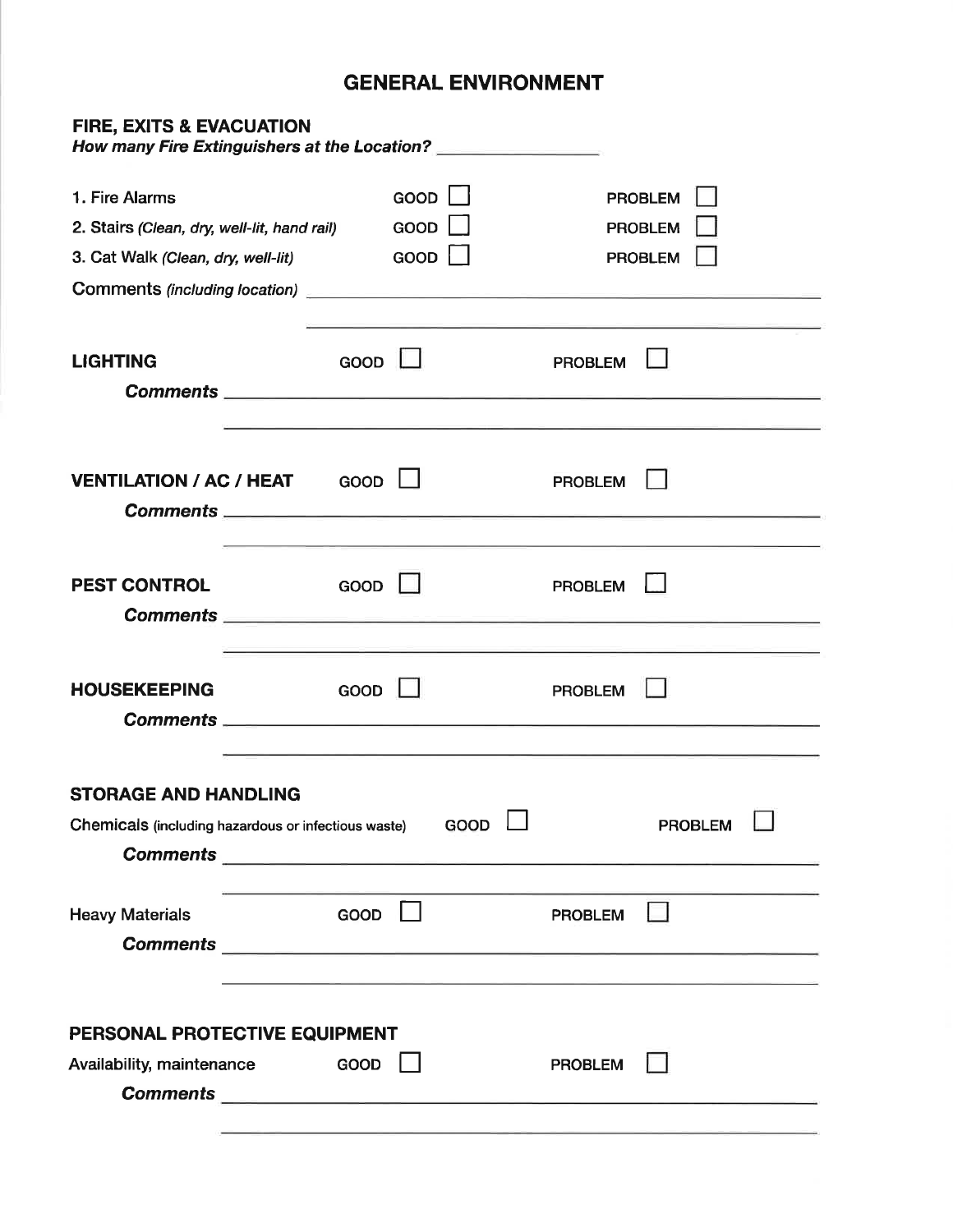# GENERAL ENVIRONMENT

## FIRE, EXITS & EVACUATION

***How many Fire Extinguishers at the Location?*** ________________

1. Fire Alarms GOOD ☐ PROBLEM ☐
2. Stairs *(Clean, dry, well-lit, hand rail)* GOOD ☐ PROBLEM ☐
3. Cat Walk *(Clean, dry, well-lit)* GOOD ☐ PROBLEM ☐

Comments *(including location)* ________________________________________________

________________________________________________

## LIGHTING

GOOD ☐ PROBLEM ☐

***Comments*** ________________________________________________

________________________________________________

## VENTILATION / AC / HEAT

GOOD ☐ PROBLEM ☐

***Comments*** ________________________________________________

________________________________________________

## PEST CONTROL

GOOD ☐ PROBLEM ☐

***Comments*** ________________________________________________

________________________________________________

## HOUSEKEEPING

GOOD ☐ PROBLEM ☐

***Comments*** ________________________________________________

________________________________________________

## STORAGE AND HANDLING

Chemicals (including hazardous or infectious waste) GOOD ☐ PROBLEM ☐

***Comments*** ________________________________________________

________________________________________________

Heavy Materials GOOD ☐ PROBLEM ☐

***Comments*** ________________________________________________

________________________________________________

## PERSONAL PROTECTIVE EQUIPMENT

Availability, maintenance GOOD ☐ PROBLEM ☐

***Comments*** ________________________________________________

________________________________________________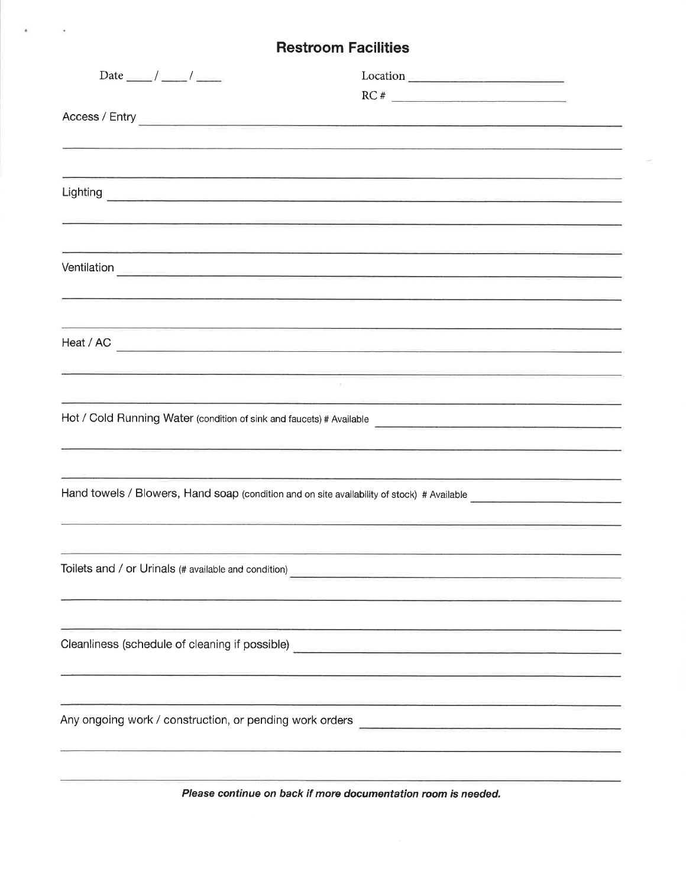## Restroom Facilities

Date ____ / ____ / ____

Location ______________________

RC # ______________________

Access / Entry ______________________________________________

______________________________________________

______________________________________________

Lighting ______________________________________________

______________________________________________

______________________________________________

Ventilation ______________________________________________

______________________________________________

______________________________________________

Heat / AC ______________________________________________

______________________________________________

______________________________________________

Hot / Cold Running Water (condition of sink and faucets) # Available ______________________

______________________________________________

______________________________________________

Hand towels / Blowers, Hand soap (condition and on site availability of stock) # Available ______________________

______________________________________________

______________________________________________

Toilets and / or Urinals (# available and condition) ______________________

______________________________________________

______________________________________________

Cleanliness (schedule of cleaning if possible) ______________________

______________________________________________

______________________________________________

Any ongoing work / construction, or pending work orders ______________________

______________________________________________

______________________________________________

***Please continue on back if more documentation room is needed.***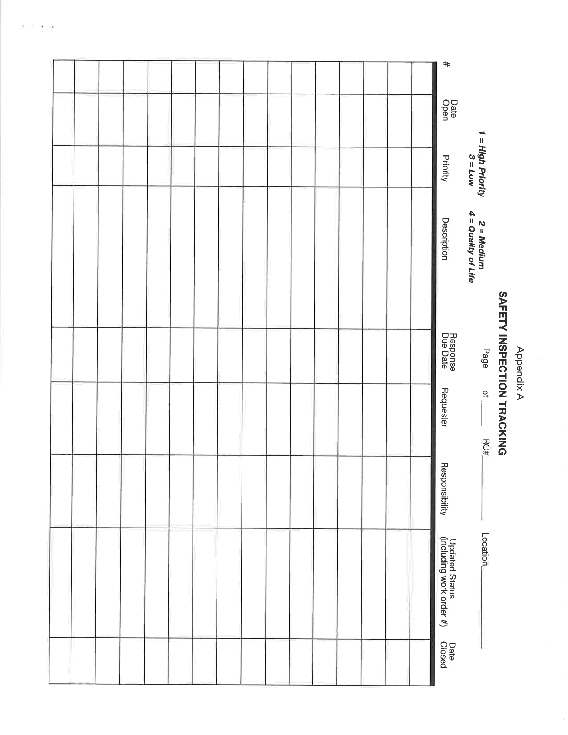Appendix A

## SAFETY INSPECTION TRACKING

Page ___ of ___ RC#__________ Location__________

***1 = High Priority 2 = Medium***
***3 = Low 4 = Quality of Life***

| # | Date Open | Priority | Description | Response Due Date | Requester | Responsibility | Updated Status (including work order #) | Date Closed |
|---|---|---|---|---|---|---|---|---|
| | | | | | | | | |
| | | | | | | | | |
| | | | | | | | | |
| | | | | | | | | |
| | | | | | | | | |
| | | | | | | | | |
| | | | | | | | | |
| | | | | | | | | |
| | | | | | | | | |
| | | | | | | | | |
| | | | | | | | | |
| | | | | | | | | |
| | | | | | | | | |
| | | | | | | | | |
| | | | | | | | | |